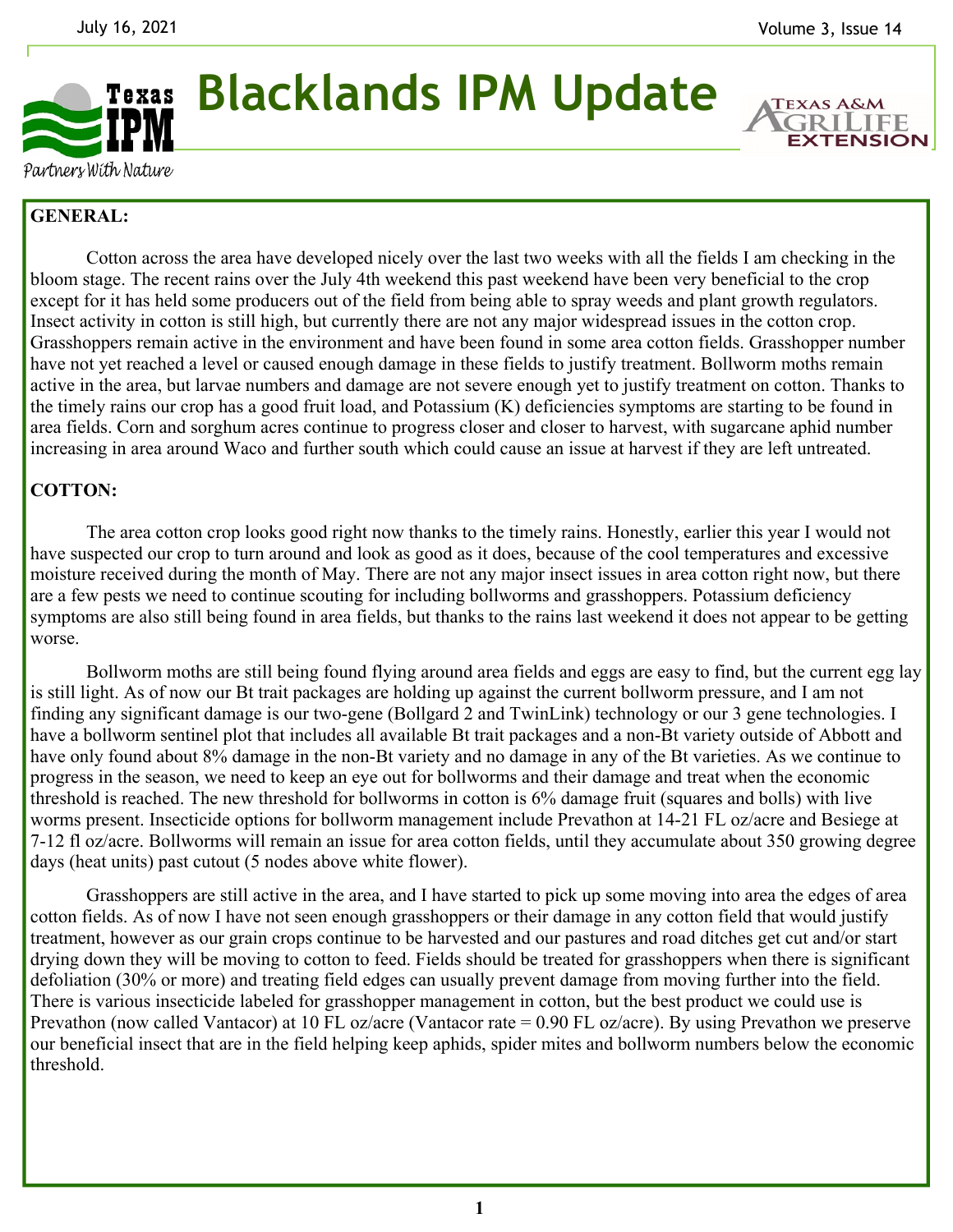July 16, 2021 Volume 3, Issue 14

# Blacklands IPM Update

## GENERAL:

Cotton across the area have developed nicely over the last two weeks with all the fields I am checking in the bloom stage. The recent rains over the July 4th weekend this past weekend have been very beneficial to the crop except for it has held some producers out of the field from being able to spray weeds and plant growth regulators. Insect activity in cotton is still high, but currently there are not any major widespread issues in the cotton crop. Grasshoppers remain active in the environment and have been found in some area cotton fields. Grasshopper number have not yet reached a level or caused enough damage in these fields to justify treatment. Bollworm moths remain active in the area, but larvae numbers and damage are not severe enough yet to justify treatment on cotton. Thanks to the timely rains our crop has a good fruit load, and Potassium (K) deficiencies symptoms are starting to be found in area fields. Corn and sorghum acres continue to progress closer and closer to harvest, with sugarcane aphid number increasing in area around Waco and further south which could cause an issue at harvest if they are left untreated.

## COTTON:

The area cotton crop looks good right now thanks to the timely rains. Honestly, earlier this year I would not have suspected our crop to turn around and look as good as it does, because of the cool temperatures and excessive moisture received during the month of May. There are not any major insect issues in area cotton right now, but there are a few pests we need to continue scouting for including bollworms and grasshoppers. Potassium deficiency symptoms are also still being found in area fields, but thanks to the rains last weekend it does not appear to be getting worse.

Bollworm moths are still being found flying around area fields and eggs are easy to find, but the current egg lay is still light. As of now our Bt trait packages are holding up against the current bollworm pressure, and I am not finding any significant damage is our two-gene (Bollgard 2 and TwinLink) technology or our 3 gene technologies. I have a bollworm sentinel plot that includes all available Bt trait packages and a non-Bt variety outside of Abbott and have only found about 8% damage in the non-Bt variety and no damage in any of the Bt varieties. As we continue to progress in the season, we need to keep an eye out for bollworms and their damage and treat when the economic threshold is reached. The new threshold for bollworms in cotton is 6% damage fruit (squares and bolls) with live worms present. Insecticide options for bollworm management include Prevathon at 14-21 FL oz/acre and Besiege at 7-12 fl oz/acre. Bollworms will remain an issue for area cotton fields, until they accumulate about 350 growing degree days (heat units) past cutout (5 nodes above white flower).

Grasshoppers are still active in the area, and I have started to pick up some moving into area the edges of area cotton fields. As of now I have not seen enough grasshoppers or their damage in any cotton field that would justify treatment, however as our grain crops continue to be harvested and our pastures and road ditches get cut and/or start drying down they will be moving to cotton to feed. Fields should be treated for grasshoppers when there is significant defoliation (30% or more) and treating field edges can usually prevent damage from moving further into the field. There is various insecticide labeled for grasshopper management in cotton, but the best product we could use is Prevathon (now called Vantacor) at 10 FL oz/acre (Vantacor rate = 0.90 FL oz/acre). By using Prevathon we preserve our beneficial insect that are in the field helping keep aphids, spider mites and bollworm numbers below the economic threshold.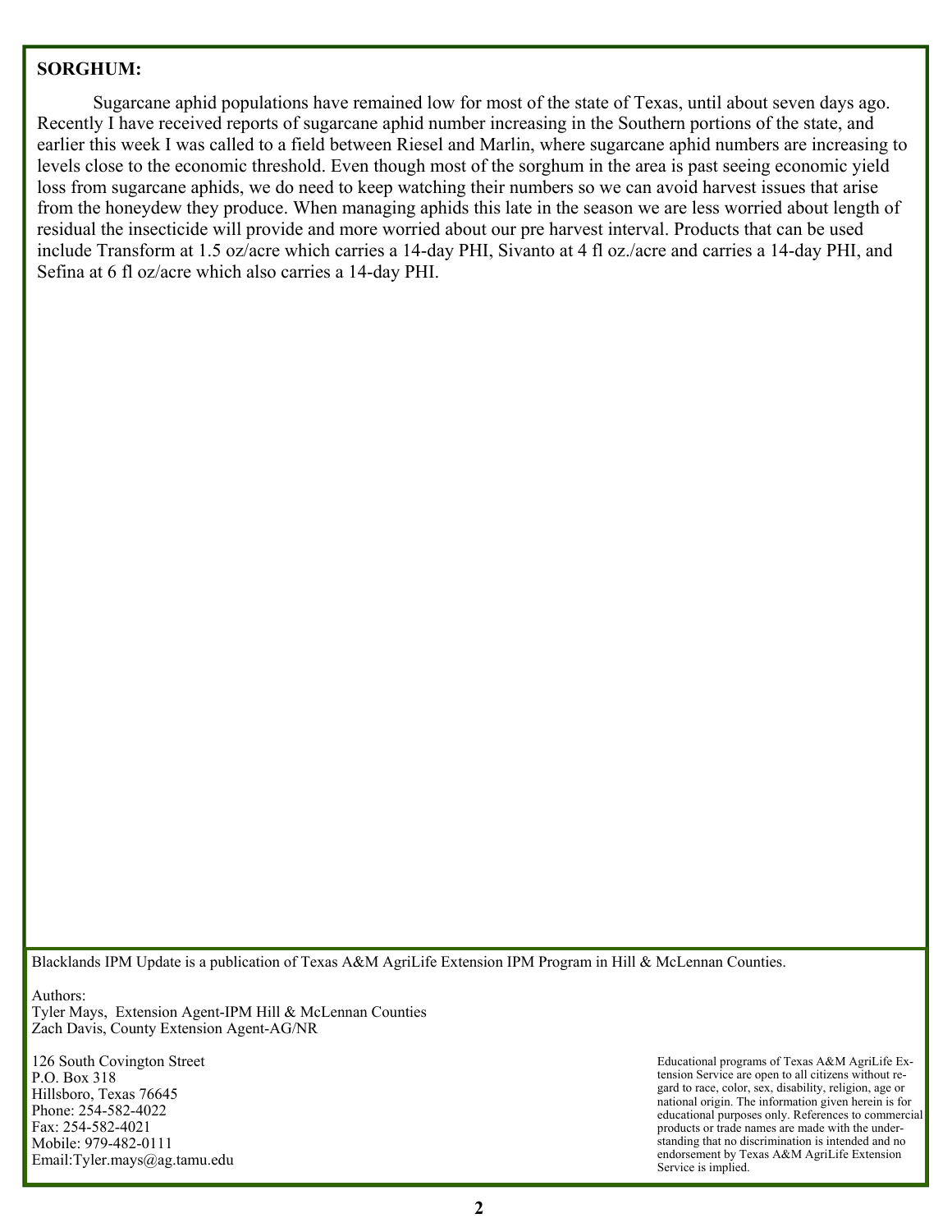## SORGHUM:

Sugarcane aphid populations have remained low for most of the state of Texas, until about seven days ago. Recently I have received reports of sugarcane aphid number increasing in the Southern portions of the state, and earlier this week I was called to a field between Riesel and Marlin, where sugarcane aphid numbers are increasing to levels close to the economic threshold. Even though most of the sorghum in the area is past seeing economic yield loss from sugarcane aphids, we do need to keep watching their numbers so we can avoid harvest issues that arise from the honeydew they produce. When managing aphids this late in the season we are less worried about length of residual the insecticide will provide and more worried about our pre harvest interval. Products that can be used include Transform at 1.5 oz/acre which carries a 14-day PHI, Sivanto at 4 fl oz./acre and carries a 14-day PHI, and Sefina at 6 fl oz/acre which also carries a 14-day PHI.

Blacklands IPM Update is a publication of Texas A&M AgriLife Extension IPM Program in Hill & McLennan Counties.

Authors:
Tyler Mays, Extension Agent-IPM Hill & McLennan Counties
Zach Davis, County Extension Agent-AG/NR

126 South Covington Street
P.O. Box 318
Hillsboro, Texas 76645
Phone: 254-582-4022
Fax: 254-582-4021
Mobile: 979-482-0111
Email:Tyler.mays@ag.tamu.edu

Educational programs of Texas A&M AgriLife Extension Service are open to all citizens without regard to race, color, sex, disability, religion, age or national origin. The information given herein is for educational purposes only. References to commercial products or trade names are made with the understanding that no discrimination is intended and no endorsement by Texas A&M AgriLife Extension Service is implied.